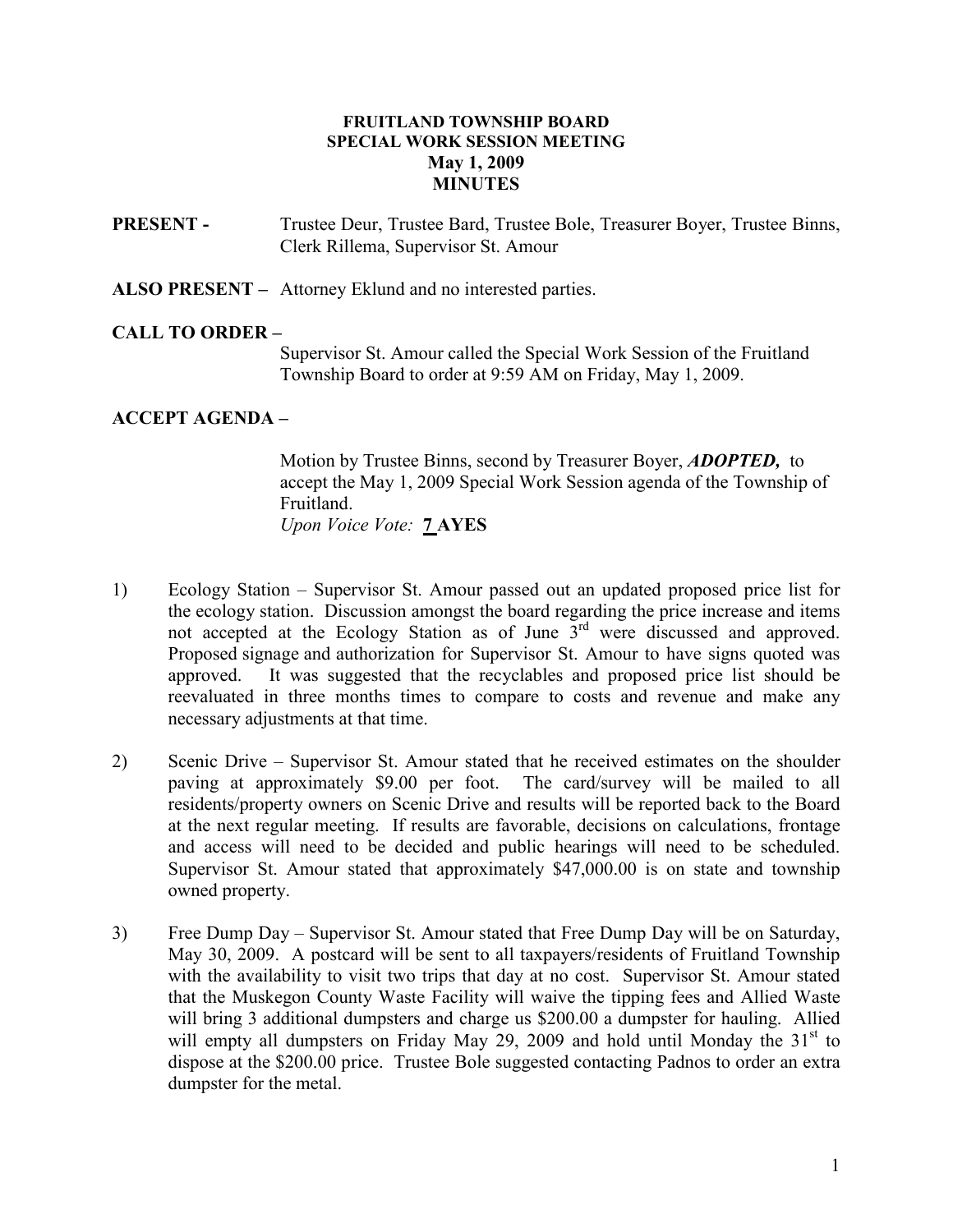# FRUITLAND TOWNSHIP BOARD
## SPECIAL WORK SESSION MEETING
## May 1, 2009
## MINUTES

**PRESENT -** Trustee Deur, Trustee Bard, Trustee Bole, Treasurer Boyer, Trustee Binns, Clerk Rillema, Supervisor St. Amour

**ALSO PRESENT –** Attorney Eklund and no interested parties.

**CALL TO ORDER –**

Supervisor St. Amour called the Special Work Session of the Fruitland Township Board to order at 9:59 AM on Friday, May 1, 2009.

**ACCEPT AGENDA –**

Motion by Trustee Binns, second by Treasurer Boyer, ***ADOPTED,*** to accept the May 1, 2009 Special Work Session agenda of the Township of Fruitland.
*Upon Voice Vote:* **7 AYES**

1) Ecology Station – Supervisor St. Amour passed out an updated proposed price list for the ecology station. Discussion amongst the board regarding the price increase and items not accepted at the Ecology Station as of June 3rd were discussed and approved. Proposed signage and authorization for Supervisor St. Amour to have signs quoted was approved. It was suggested that the recyclables and proposed price list should be reevaluated in three months times to compare to costs and revenue and make any necessary adjustments at that time.

2) Scenic Drive – Supervisor St. Amour stated that he received estimates on the shoulder paving at approximately $9.00 per foot. The card/survey will be mailed to all residents/property owners on Scenic Drive and results will be reported back to the Board at the next regular meeting. If results are favorable, decisions on calculations, frontage and access will need to be decided and public hearings will need to be scheduled. Supervisor St. Amour stated that approximately $47,000.00 is on state and township owned property.

3) Free Dump Day – Supervisor St. Amour stated that Free Dump Day will be on Saturday, May 30, 2009. A postcard will be sent to all taxpayers/residents of Fruitland Township with the availability to visit two trips that day at no cost. Supervisor St. Amour stated that the Muskegon County Waste Facility will waive the tipping fees and Allied Waste will bring 3 additional dumpsters and charge us $200.00 a dumpster for hauling. Allied will empty all dumpsters on Friday May 29, 2009 and hold until Monday the 31st to dispose at the $200.00 price. Trustee Bole suggested contacting Padnos to order an extra dumpster for the metal.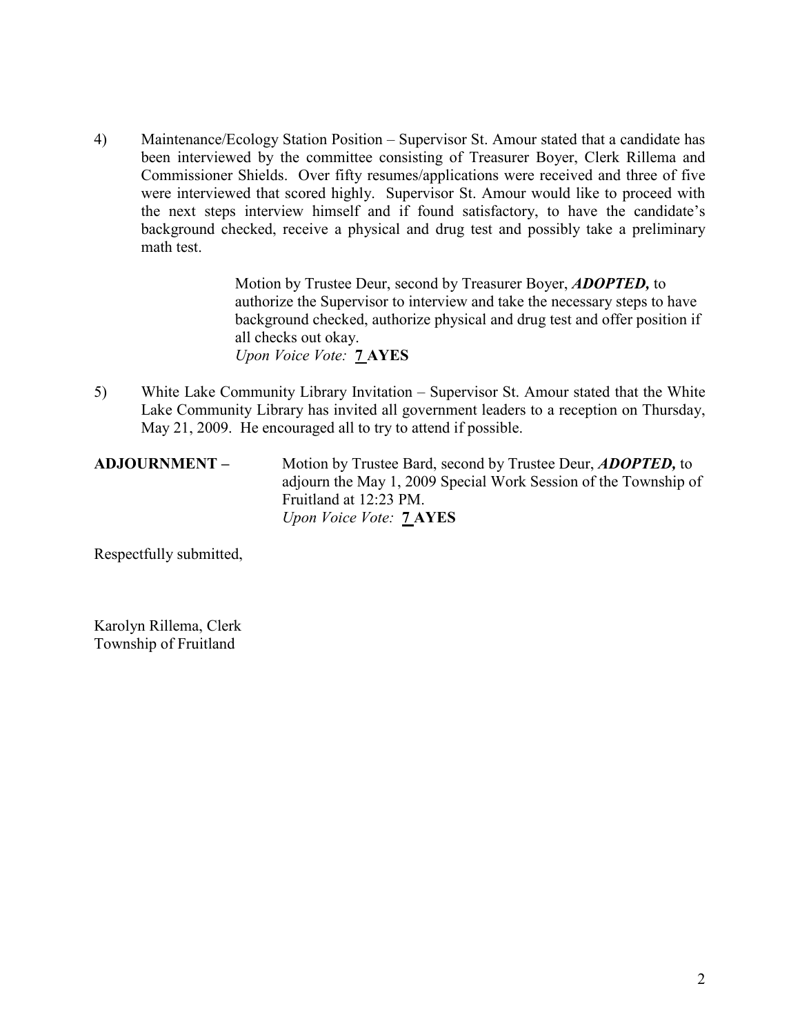4) Maintenance/Ecology Station Position – Supervisor St. Amour stated that a candidate has been interviewed by the committee consisting of Treasurer Boyer, Clerk Rillema and Commissioner Shields. Over fifty resumes/applications were received and three of five were interviewed that scored highly. Supervisor St. Amour would like to proceed with the next steps interview himself and if found satisfactory, to have the candidate's background checked, receive a physical and drug test and possibly take a preliminary math test.

> Motion by Trustee Deur, second by Treasurer Boyer, ***ADOPTED,*** to authorize the Supervisor to interview and take the necessary steps to have background checked, authorize physical and drug test and offer position if all checks out okay.
> *Upon Voice Vote:* **7 AYES**

5) White Lake Community Library Invitation – Supervisor St. Amour stated that the White Lake Community Library has invited all government leaders to a reception on Thursday, May 21, 2009. He encouraged all to try to attend if possible.

**ADJOURNMENT –** Motion by Trustee Bard, second by Trustee Deur, ***ADOPTED,*** to adjourn the May 1, 2009 Special Work Session of the Township of Fruitland at 12:23 PM.
*Upon Voice Vote:* **7 AYES**

Respectfully submitted,

Karolyn Rillema, Clerk
Township of Fruitland